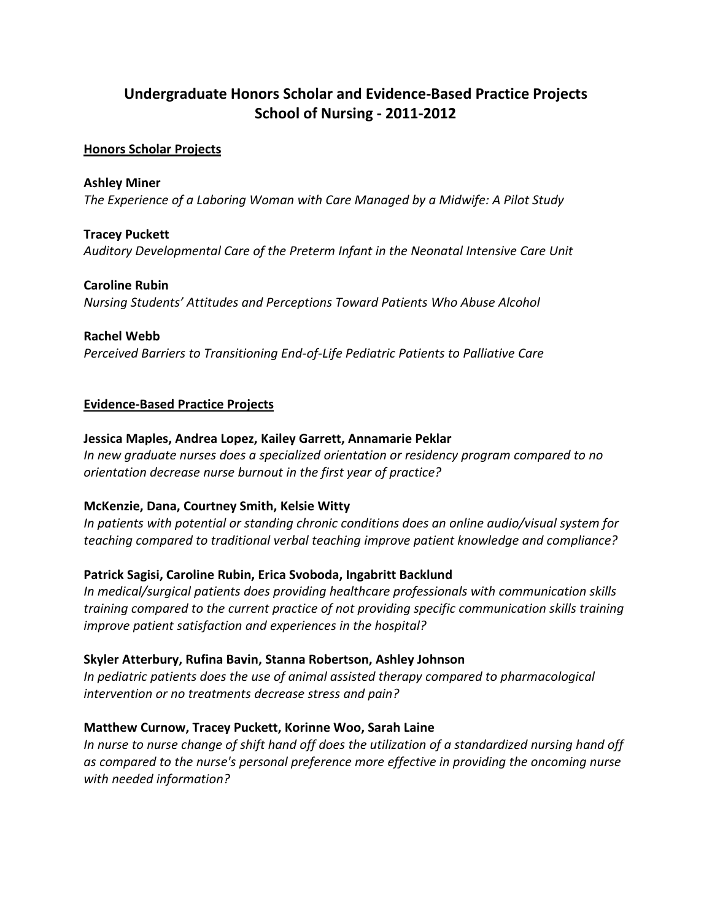# Undergraduate Honors Scholar and Evidence-Based Practice Projects
# School of Nursing - 2011-2012

## Honors Scholar Projects

**Ashley Miner**
*The Experience of a Laboring Woman with Care Managed by a Midwife: A Pilot Study*

**Tracey Puckett**
*Auditory Developmental Care of the Preterm Infant in the Neonatal Intensive Care Unit*

**Caroline Rubin**
*Nursing Students' Attitudes and Perceptions Toward Patients Who Abuse Alcohol*

**Rachel Webb**
*Perceived Barriers to Transitioning End-of-Life Pediatric Patients to Palliative Care*

## Evidence-Based Practice Projects

**Jessica Maples, Andrea Lopez, Kailey Garrett, Annamarie Peklar**
*In new graduate nurses does a specialized orientation or residency program compared to no orientation decrease nurse burnout in the first year of practice?*

**McKenzie, Dana, Courtney Smith, Kelsie Witty**
*In patients with potential or standing chronic conditions does an online audio/visual system for teaching compared to traditional verbal teaching improve patient knowledge and compliance?*

**Patrick Sagisi, Caroline Rubin, Erica Svoboda, Ingabritt Backlund**
*In medical/surgical patients does providing healthcare professionals with communication skills training compared to the current practice of not providing specific communication skills training improve patient satisfaction and experiences in the hospital?*

**Skyler Atterbury, Rufina Bavin, Stanna Robertson, Ashley Johnson**
*In pediatric patients does the use of animal assisted therapy compared to pharmacological intervention or no treatments decrease stress and pain?*

**Matthew Curnow, Tracey Puckett, Korinne Woo, Sarah Laine**
*In nurse to nurse change of shift hand off does the utilization of a standardized nursing hand off as compared to the nurse's personal preference more effective in providing the oncoming nurse with needed information?*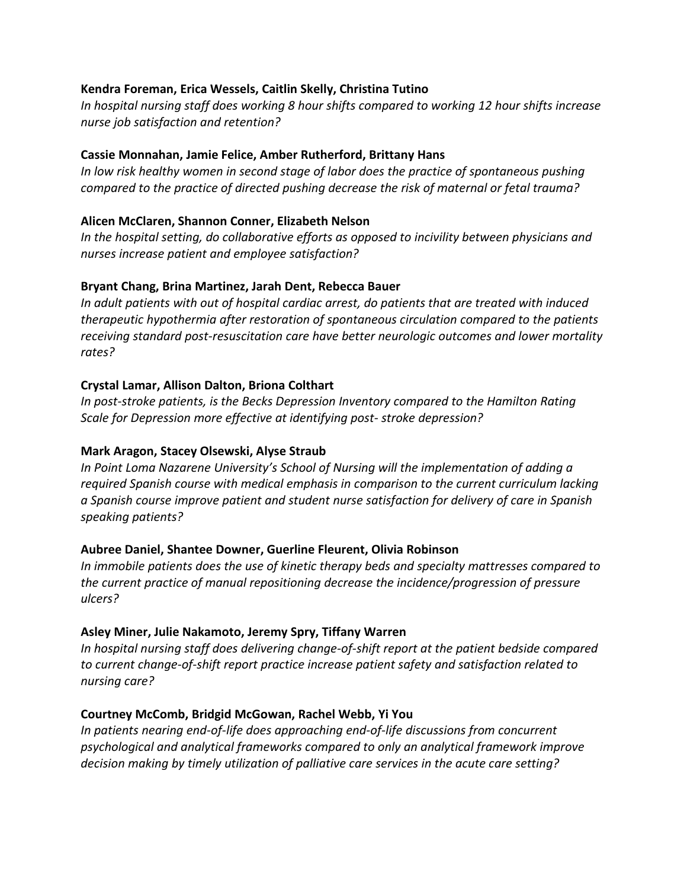**Kendra Foreman, Erica Wessels, Caitlin Skelly, Christina Tutino**

*In hospital nursing staff does working 8 hour shifts compared to working 12 hour shifts increase nurse job satisfaction and retention?*

**Cassie Monnahan, Jamie Felice, Amber Rutherford, Brittany Hans**

*In low risk healthy women in second stage of labor does the practice of spontaneous pushing compared to the practice of directed pushing decrease the risk of maternal or fetal trauma?*

**Alicen McClaren, Shannon Conner, Elizabeth Nelson**

*In the hospital setting, do collaborative efforts as opposed to incivility between physicians and nurses increase patient and employee satisfaction?*

**Bryant Chang, Brina Martinez, Jarah Dent, Rebecca Bauer**

*In adult patients with out of hospital cardiac arrest, do patients that are treated with induced therapeutic hypothermia after restoration of spontaneous circulation compared to the patients receiving standard post-resuscitation care have better neurologic outcomes and lower mortality rates?*

**Crystal Lamar, Allison Dalton, Briona Colthart**

*In post-stroke patients, is the Becks Depression Inventory compared to the Hamilton Rating Scale for Depression more effective at identifying post- stroke depression?*

**Mark Aragon, Stacey Olsewski, Alyse Straub**

*In Point Loma Nazarene University's School of Nursing will the implementation of adding a required Spanish course with medical emphasis in comparison to the current curriculum lacking a Spanish course improve patient and student nurse satisfaction for delivery of care in Spanish speaking patients?*

**Aubree Daniel, Shantee Downer, Guerline Fleurent, Olivia Robinson**

*In immobile patients does the use of kinetic therapy beds and specialty mattresses compared to the current practice of manual repositioning decrease the incidence/progression of pressure ulcers?*

**Asley Miner, Julie Nakamoto, Jeremy Spry, Tiffany Warren**

*In hospital nursing staff does delivering change-of-shift report at the patient bedside compared to current change-of-shift report practice increase patient safety and satisfaction related to nursing care?*

**Courtney McComb, Bridgid McGowan, Rachel Webb, Yi You**

*In patients nearing end-of-life does approaching end-of-life discussions from concurrent psychological and analytical frameworks compared to only an analytical framework improve decision making by timely utilization of palliative care services in the acute care setting?*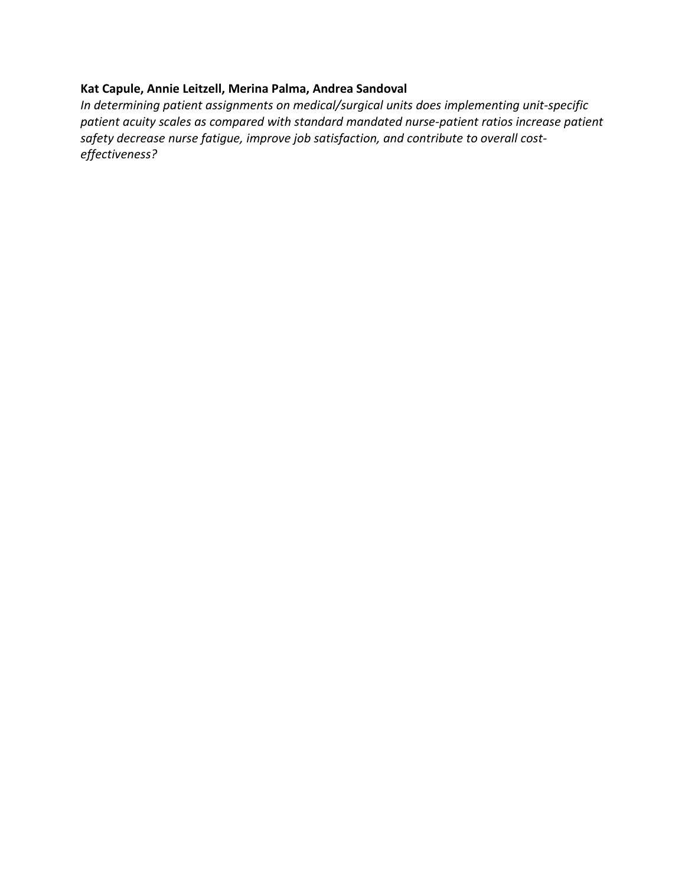**Kat Capule, Annie Leitzell, Merina Palma, Andrea Sandoval**

*In determining patient assignments on medical/surgical units does implementing unit-specific patient acuity scales as compared with standard mandated nurse-patient ratios increase patient safety decrease nurse fatigue, improve job satisfaction, and contribute to overall cost-effectiveness?*